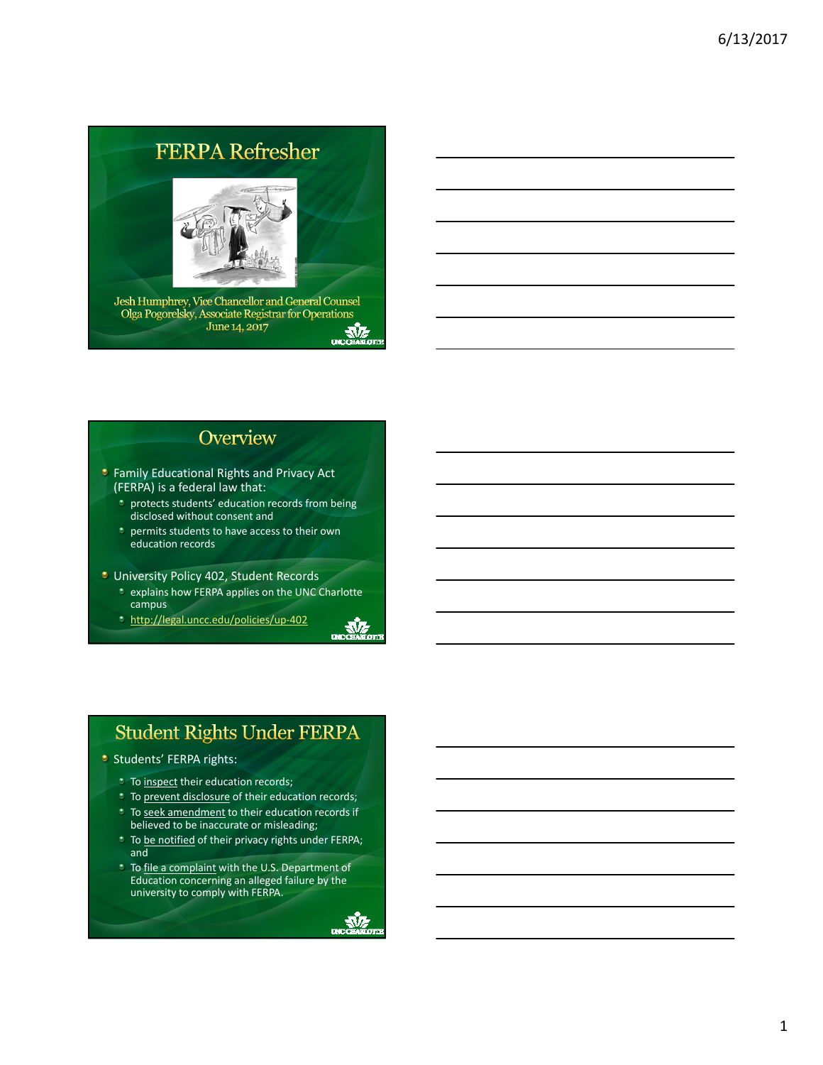# FERPA Refresher

Jesh Humphrey, Vice Chancellor and General Counsel
Olga Pogorelsky, Associate Registrar for Operations
June 14, 2017

## Overview

- Family Educational Rights and Privacy Act (FERPA) is a federal law that:
  - protects students' education records from being disclosed without consent and
  - permits students to have access to their own education records
- University Policy 402, Student Records
  - explains how FERPA applies on the UNC Charlotte campus
  - http://legal.uncc.edu/policies/up-402

## Student Rights Under FERPA

- Students' FERPA rights:
  - To inspect their education records;
  - To prevent disclosure of their education records;
  - To seek amendment to their education records if believed to be inaccurate or misleading;
  - To be notified of their privacy rights under FERPA; and
  - To file a complaint with the U.S. Department of Education concerning an alleged failure by the university to comply with FERPA.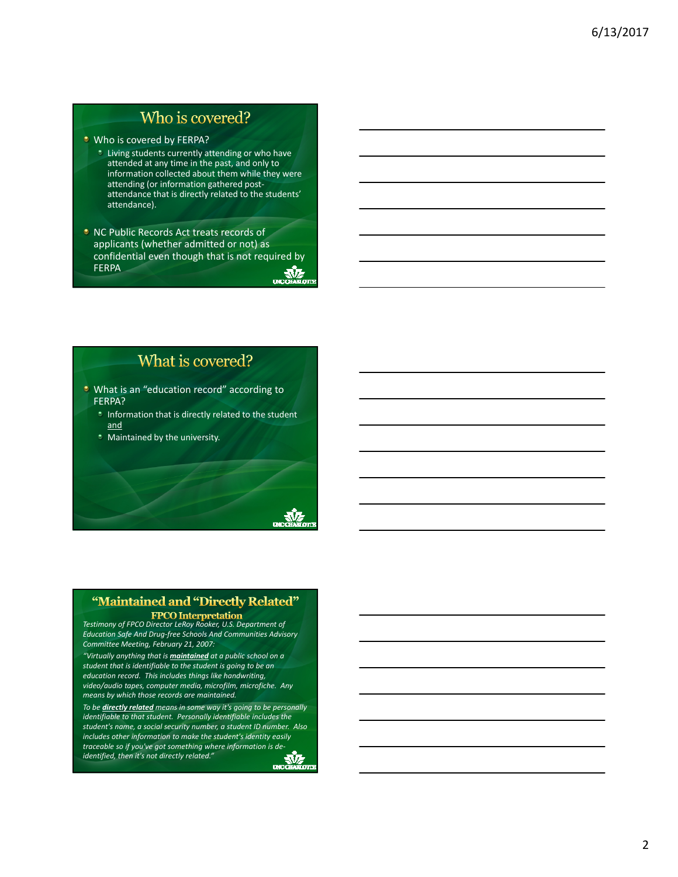## Who is covered?

- Who is covered by FERPA?
  - Living students currently attending or who have attended at any time in the past, and only to information collected about them while they were attending (or information gathered post-attendance that is directly related to the students' attendance).
- NC Public Records Act treats records of applicants (whether admitted or not) as confidential even though that is not required by FERPA

## What is covered?

- What is an "education record" according to FERPA?
  - Information that is directly related to the student and
  - Maintained by the university.

## "Maintained and "Directly Related"

### FPCO Interpretation

*Testimony of FPCO Director LeRoy Rooker, U.S. Department of Education Safe And Drug-free Schools And Communities Advisory Committee Meeting, February 21, 2007:*

*"Virtually anything that is **maintained** at a public school on a student that is identifiable to the student is going to be an education record. This includes things like handwriting, video/audio tapes, computer media, microfilm, microfiche. Any means by which those records are maintained.*

*To be **directly related** means in some way it's going to be personally identifiable to that student. Personally identifiable includes the student's name, a social security number, a student ID number. Also includes other information to make the student's identity easily traceable so if you've got something where information is de-identified, then it's not directly related."*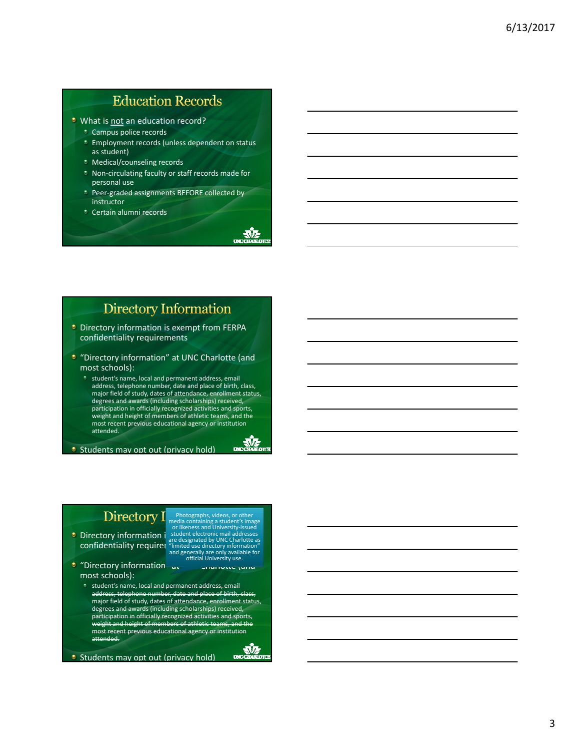## Education Records

- What is not an education record?
  - Campus police records
  - Employment records (unless dependent on status as student)
  - Medical/counseling records
  - Non-circulating faculty or staff records made for personal use
  - Peer-graded assignments BEFORE collected by instructor
  - Certain alumni records

## Directory Information

- Directory information is exempt from FERPA confidentiality requirements
- "Directory information" at UNC Charlotte (and most schools):
  - student's name, local and permanent address, email address, telephone number, date and place of birth, class, major field of study, dates of attendance, enrollment status, degrees and awards (including scholarships) received, participation in officially recognized activities and sports, weight and height of members of athletic teams, and the most recent previous educational agency or institution attended.
- Students may opt out (privacy hold)

## Directory Information

Photographs, videos, or other media containing a student's image or likeness and University-issued student electronic mail addresses are designated by UNC Charlotte as "limited use directory information" and generally are only available for official University use.

- Directory information is exempt from FERPA confidentiality requirements
- "Directory information" at UNC Charlotte (and most schools):
  - student's name, ~~local and permanent address, email address, telephone number, date and place of birth, class,~~ major field of study, dates of attendance, enrollment status, degrees and awards (including scholarships) received, ~~participation in officially recognized activities and sports, weight and height of members of athletic teams, and the most recent previous educational agency or institution attended.~~
- Students may opt out (privacy hold)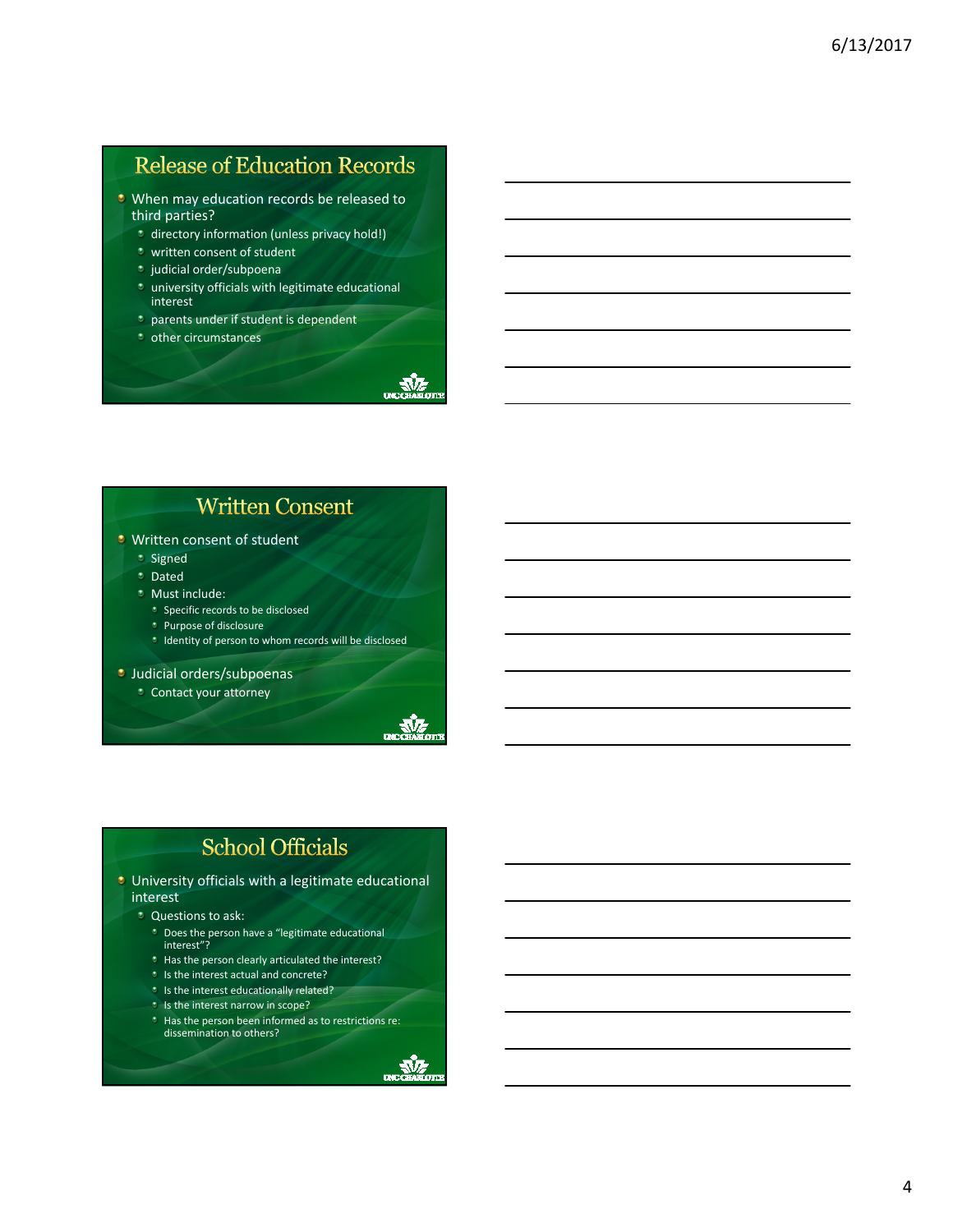## Release of Education Records

- When may education records be released to third parties?
  - directory information (unless privacy hold!)
  - written consent of student
  - judicial order/subpoena
  - university officials with legitimate educational interest
  - parents under if student is dependent
  - other circumstances

## Written Consent

- Written consent of student
  - Signed
  - Dated
  - Must include:
    - Specific records to be disclosed
    - Purpose of disclosure
    - Identity of person to whom records will be disclosed
- Judicial orders/subpoenas
  - Contact your attorney

## School Officials

- University officials with a legitimate educational interest
  - Questions to ask:
    - Does the person have a "legitimate educational interest"?
    - Has the person clearly articulated the interest?
    - Is the interest actual and concrete?
    - Is the interest educationally related?
    - Is the interest narrow in scope?
    - Has the person been informed as to restrictions re: dissemination to others?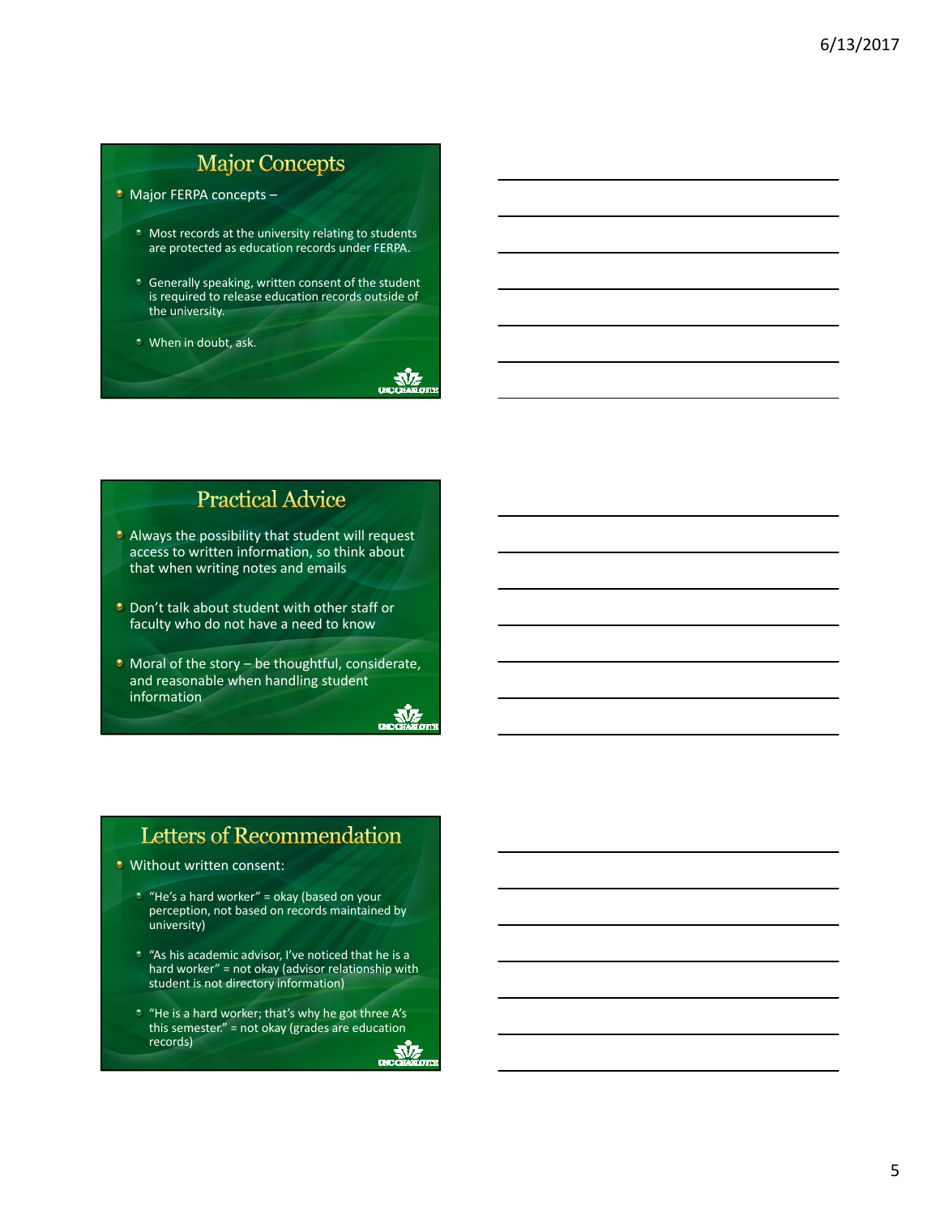## Major Concepts

- Major FERPA concepts –
  - Most records at the university relating to students are protected as education records under FERPA.
  - Generally speaking, written consent of the student is required to release education records outside of the university.
  - When in doubt, ask.

## Practical Advice

- Always the possibility that student will request access to written information, so think about that when writing notes and emails
- Don't talk about student with other staff or faculty who do not have a need to know
- Moral of the story – be thoughtful, considerate, and reasonable when handling student information

## Letters of Recommendation

- Without written consent:
  - "He's a hard worker" = okay (based on your perception, not based on records maintained by university)
  - "As his academic advisor, I've noticed that he is a hard worker" = not okay (advisor relationship with student is not directory information)
  - "He is a hard worker; that's why he got three A's this semester." = not okay (grades are education records)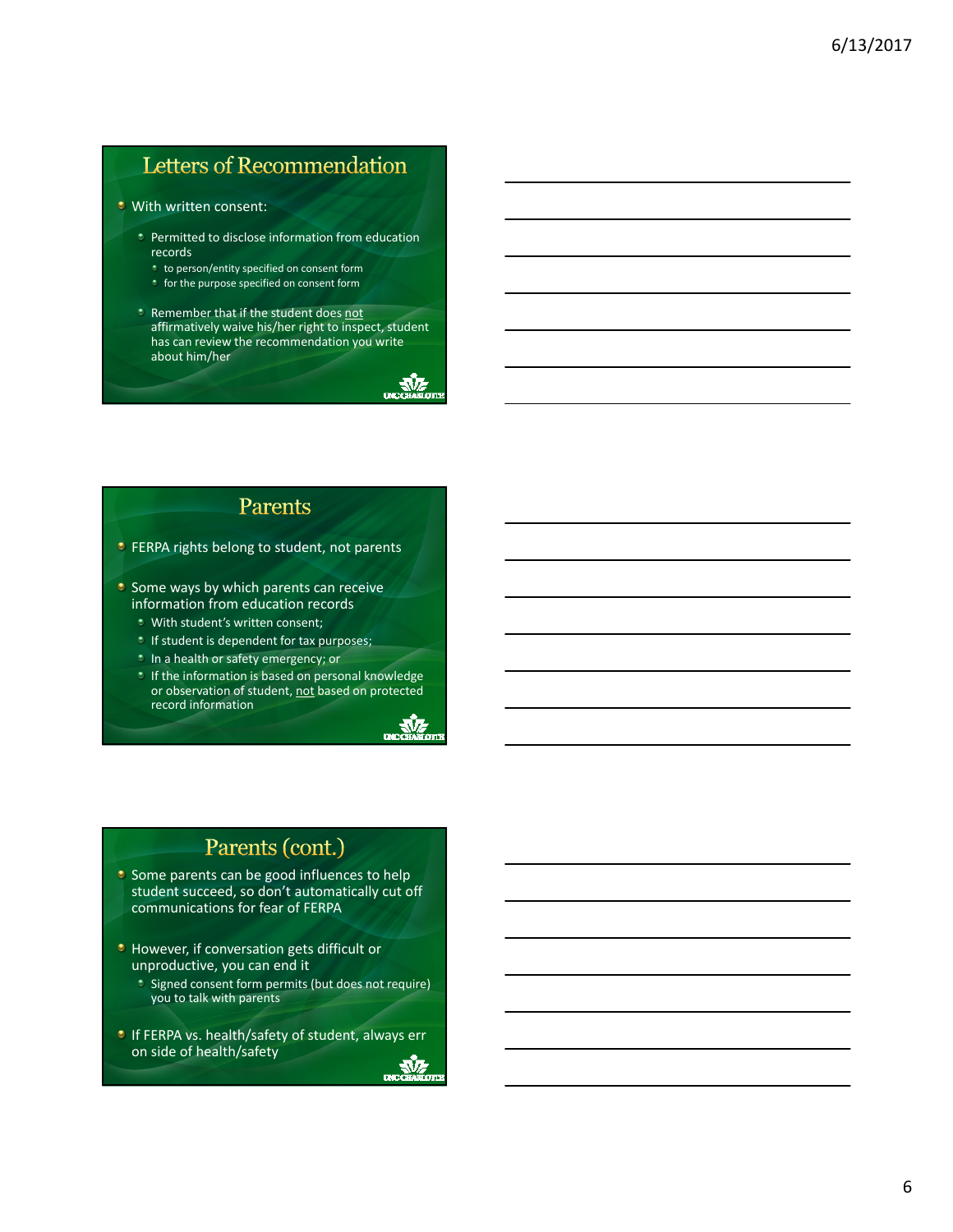## Letters of Recommendation

- With written consent:
  - Permitted to disclose information from education records
    - to person/entity specified on consent form
    - for the purpose specified on consent form
  - Remember that if the student does not affirmatively waive his/her right to inspect, student has can review the recommendation you write about him/her

## Parents

- FERPA rights belong to student, not parents
- Some ways by which parents can receive information from education records
  - With student's written consent;
  - If student is dependent for tax purposes;
  - In a health or safety emergency; or
  - If the information is based on personal knowledge or observation of student, not based on protected record information

## Parents (cont.)

- Some parents can be good influences to help student succeed, so don't automatically cut off communications for fear of FERPA
- However, if conversation gets difficult or unproductive, you can end it
  - Signed consent form permits (but does not require) you to talk with parents
- If FERPA vs. health/safety of student, always err on side of health/safety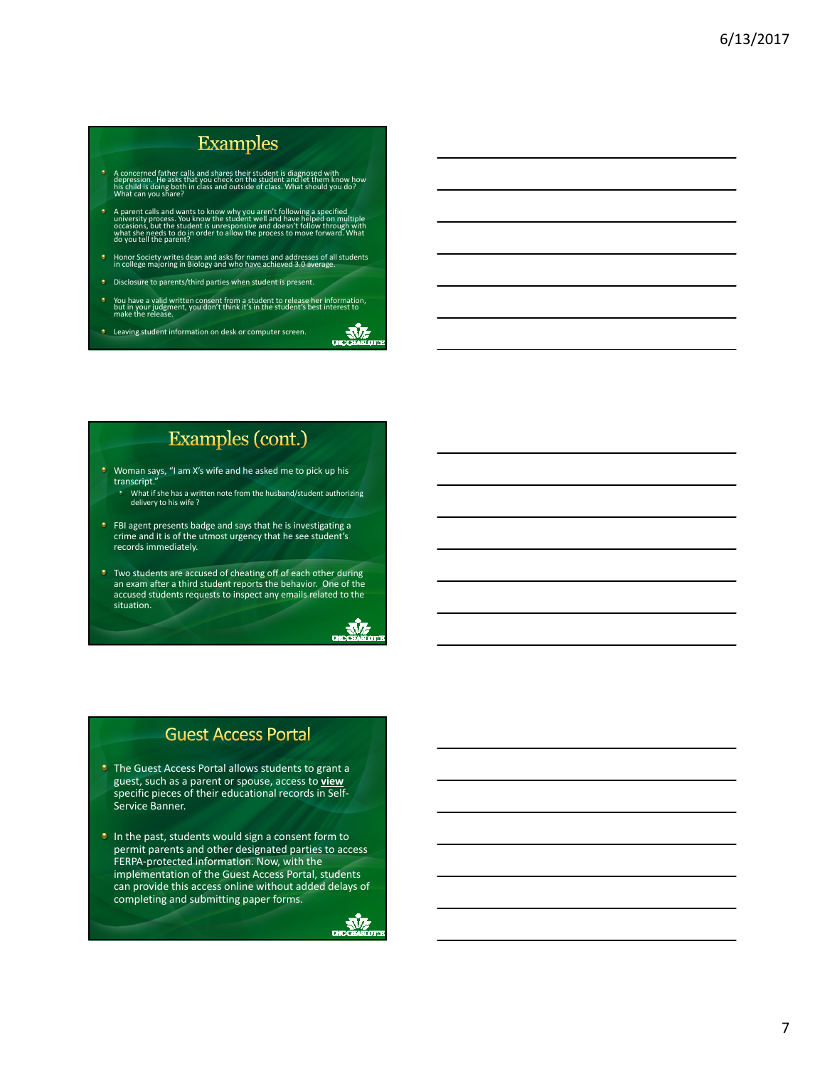## Examples

- A concerned father calls and shares their student is diagnosed with depression. He asks that you check on the student and let them know how his child is doing both in class and outside of class. What should you do? What can you share?
- A parent calls and wants to know why you aren't following a specified university process. You know the student well and have helped on multiple occasions, but the student is unresponsive and doesn't follow through with what she needs to do in order to allow the process to move forward. What do you tell the parent?
- Honor Society writes dean and asks for names and addresses of all students in college majoring in Biology and who have achieved 3.0 average.
- Disclosure to parents/third parties when student is present.
- You have a valid written consent from a student to release her information, but in your judgment, you don't think it's in the student's best interest to make the release.
- Leaving student information on desk or computer screen.

## Examples (cont.)

- Woman says, "I am X's wife and he asked me to pick up his transcript."
  - What if she has a written note from the husband/student authorizing delivery to his wife ?
- FBI agent presents badge and says that he is investigating a crime and it is of the utmost urgency that he see student's records immediately.
- Two students are accused of cheating off of each other during an exam after a third student reports the behavior. One of the accused students requests to inspect any emails related to the situation.

## Guest Access Portal

- The Guest Access Portal allows students to grant a guest, such as a parent or spouse, access to **view** specific pieces of their educational records in Self-Service Banner.
- In the past, students would sign a consent form to permit parents and other designated parties to access FERPA-protected information. Now, with the implementation of the Guest Access Portal, students can provide this access online without added delays of completing and submitting paper forms.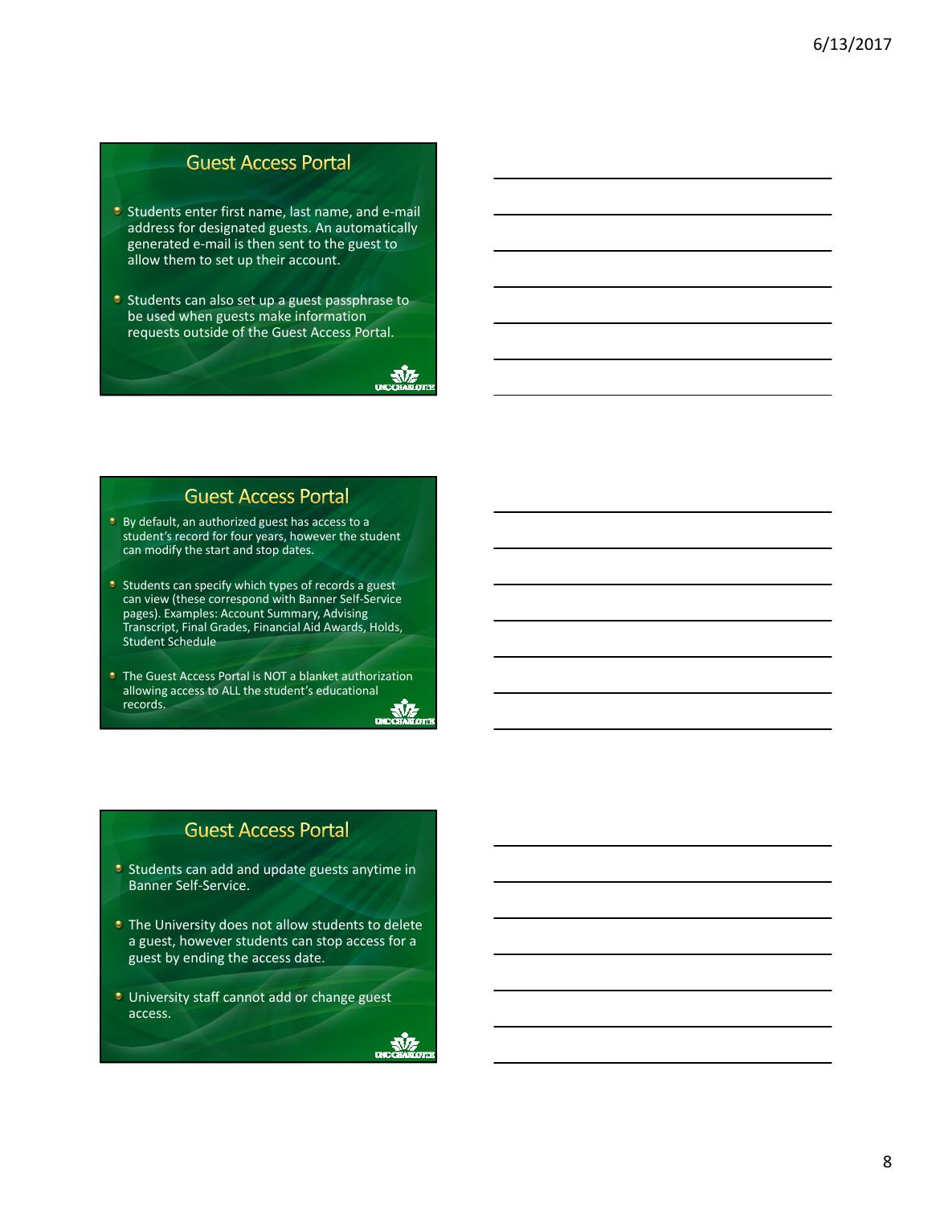## Guest Access Portal

- Students enter first name, last name, and e-mail address for designated guests. An automatically generated e-mail is then sent to the guest to allow them to set up their account.
- Students can also set up a guest passphrase to be used when guests make information requests outside of the Guest Access Portal.

## Guest Access Portal

- By default, an authorized guest has access to a student's record for four years, however the student can modify the start and stop dates.
- Students can specify which types of records a guest can view (these correspond with Banner Self-Service pages). Examples: Account Summary, Advising Transcript, Final Grades, Financial Aid Awards, Holds, Student Schedule
- The Guest Access Portal is NOT a blanket authorization allowing access to ALL the student's educational records.

## Guest Access Portal

- Students can add and update guests anytime in Banner Self-Service.
- The University does not allow students to delete a guest, however students can stop access for a guest by ending the access date.
- University staff cannot add or change guest access.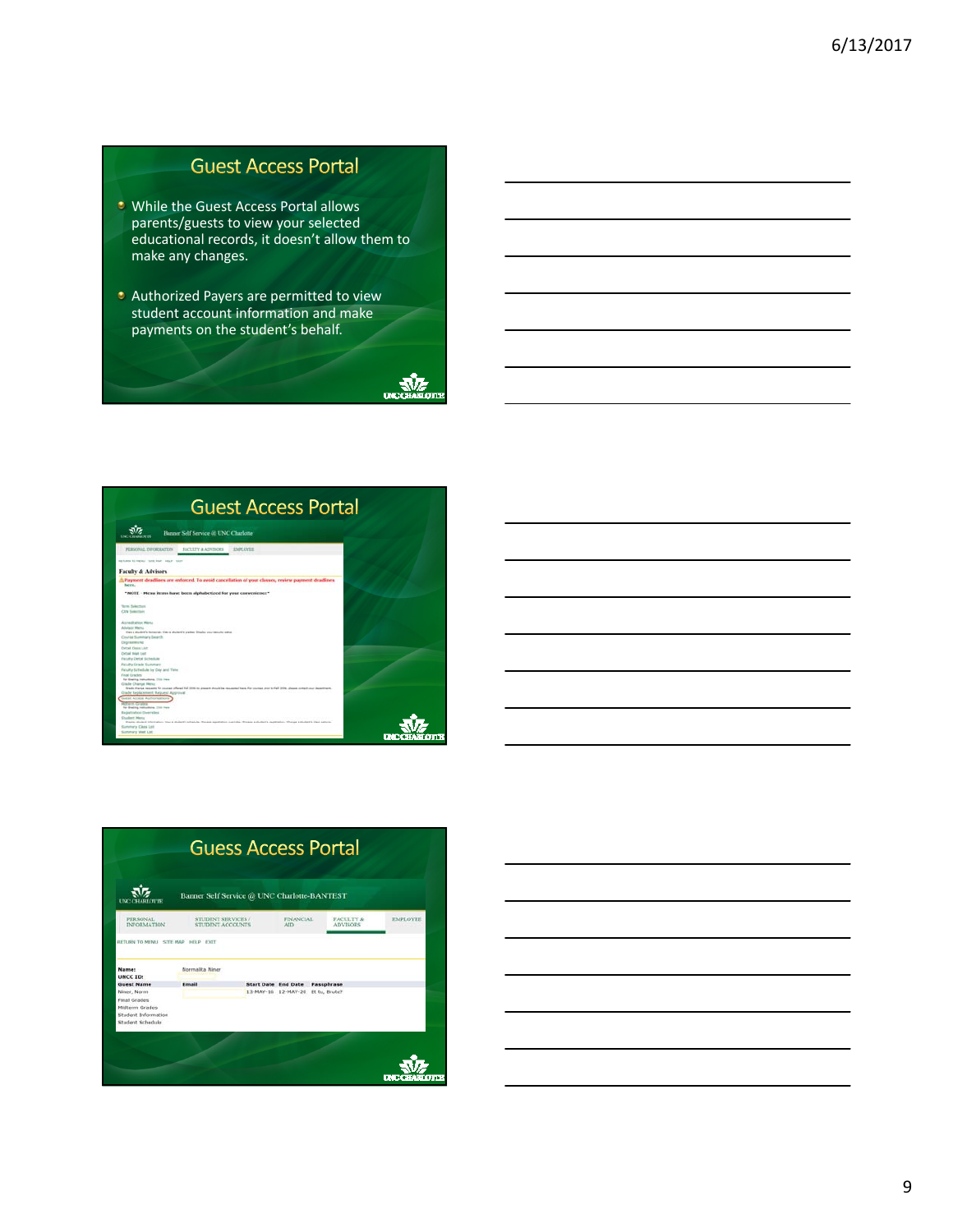## Guest Access Portal

- While the Guest Access Portal allows parents/guests to view your selected educational records, it doesn't allow them to make any changes.
- Authorized Payers are permitted to view student account information and make payments on the student's behalf.

## Guest Access Portal

Banner Self Service @ UNC Charlotte

PERSONAL INFORMATION | FACULTY & ADVISORS | EMPLOYEE

Faculty & Advisors

Payment deadlines are enforced. To avoid cancellation of your classes, review payment deadlines here.

*NOTE - Menu items have been alphabetized for your convenience*

## Guess Access Portal

Banner Self Service @ UNC Charlotte-BANTEST

PERSONAL INFORMATION | STUDENT SERVICES / STUDENT ACCOUNTS | FINANCIAL AID | FACULTY & ADVISORS | EMPLOYEE

RETURN TO MENU SITE MAP HELP EXIT

Name: Normalita Niner

UNCC ID:

| Guest Name | Email | Start Date | End Date | Passphrase |
|---|---|---|---|---|
| Niner, Norm | | 13-MAY-16 | 12-MAY-26 | Et tu, Brute? |

Final Grades

Midterm Grades

Student Information

Student Schedule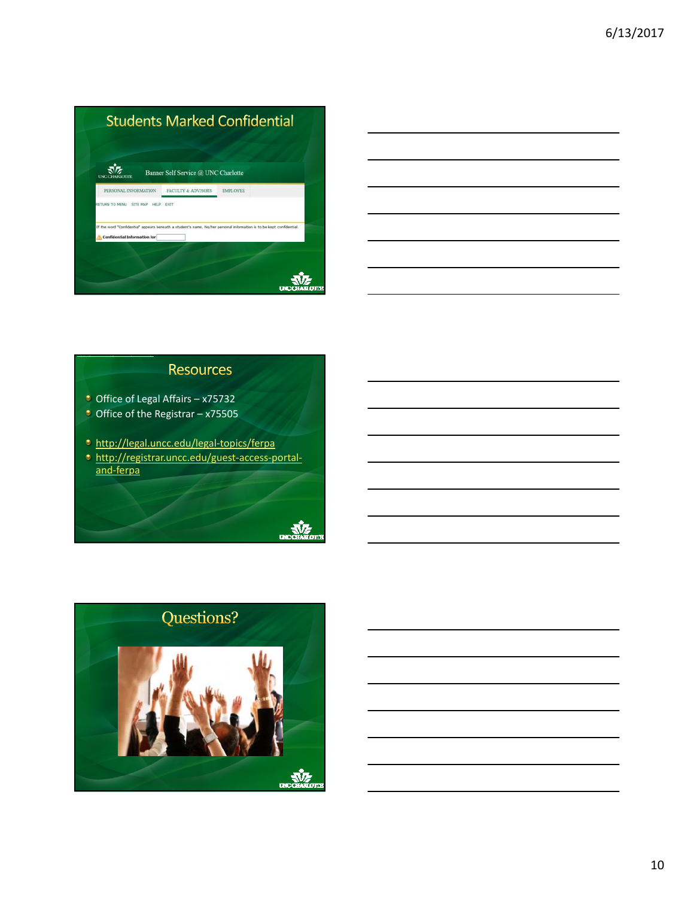## Students Marked Confidential

Banner Self Service @ UNC Charlotte

PERSONAL INFORMATION | FACULTY & ADVISORS | EMPLOYEE

RETURN TO MENU SITE MAP HELP EXIT

If the word "Confidential" appears beneath a student's name, his/her personal information is to be kept confidential.

Confidential Information for

## Resources

- Office of Legal Affairs – x75732
- Office of the Registrar – x75505
- http://legal.uncc.edu/legal-topics/ferpa
- http://registrar.uncc.edu/guest-access-portal-and-ferpa

## Questions?